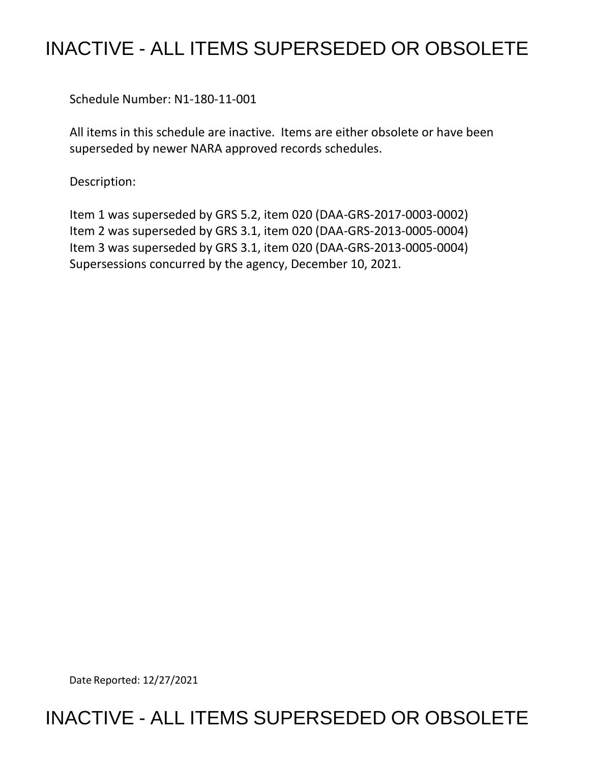# INACTIVE - ALL ITEMS SUPERSEDED OR OBSOLETE

Schedule Number: N1-180-11-001

All items in this schedule are inactive. Items are either obsolete or have been superseded by newer NARA approved records schedules.

Description:

Item 1 was superseded by GRS 5.2, item 020 (DAA-GRS-2017-0003-0002)
Item 2 was superseded by GRS 3.1, item 020 (DAA-GRS-2013-0005-0004)
Item 3 was superseded by GRS 3.1, item 020 (DAA-GRS-2013-0005-0004)
Supersessions concurred by the agency, December 10, 2021.

Date Reported: 12/27/2021

# INACTIVE - ALL ITEMS SUPERSEDED OR OBSOLETE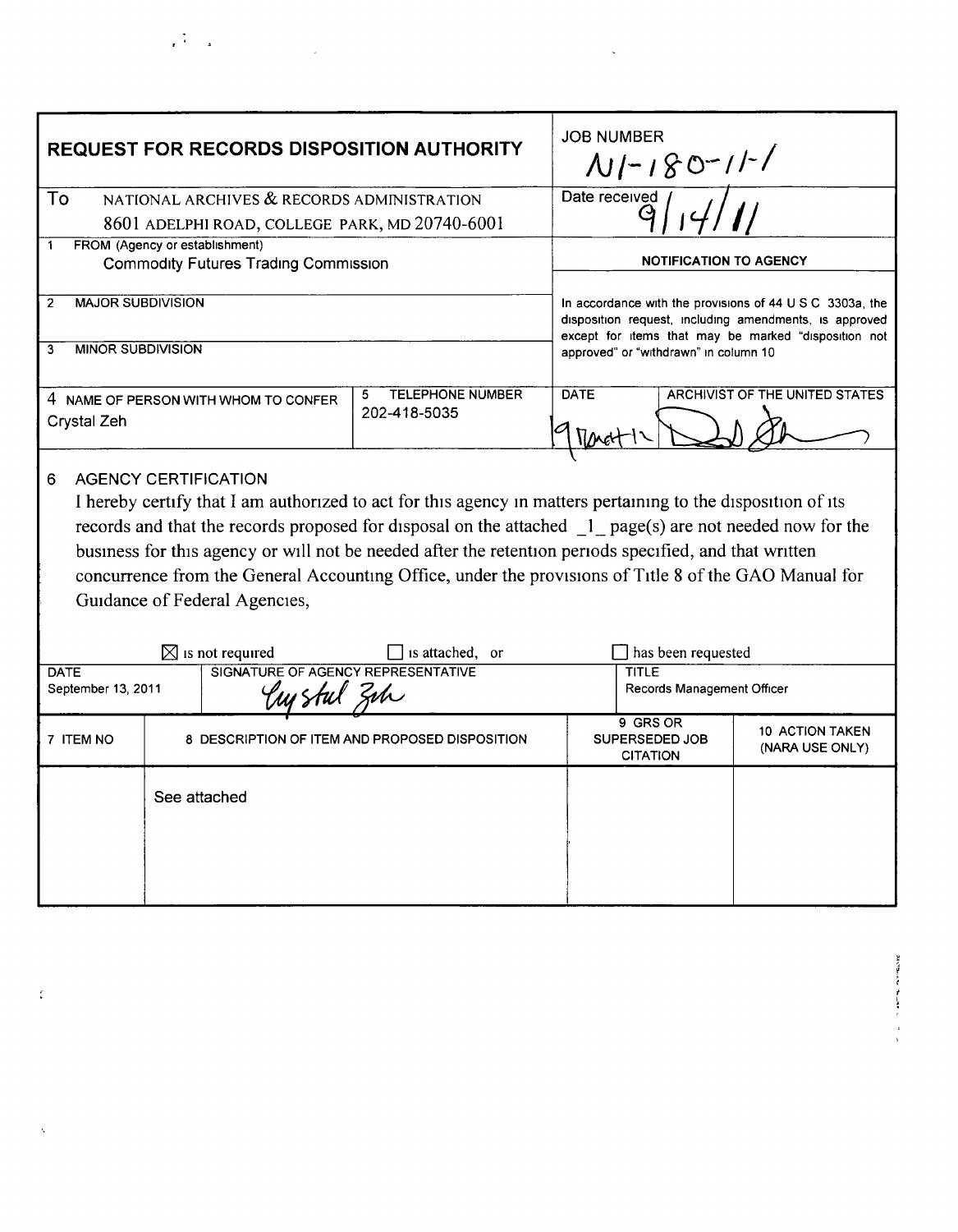# REQUEST FOR RECORDS DISPOSITION AUTHORITY

| REQUEST FOR RECORDS DISPOSITION AUTHORITY | | | JOB NUMBER N1-180-11-1 | |
|---|---|---|---|---|
| To NATIONAL ARCHIVES & RECORDS ADMINISTRATION 8601 ADELPHI ROAD, COLLEGE PARK, MD 20740-6001 | | | Date received 9/14/11 | |
| 1 FROM (Agency or establishment) Commodity Futures Trading Commission | | | NOTIFICATION TO AGENCY | |
| 2 MAJOR SUBDIVISION | | | In accordance with the provisions of 44 U S C 3303a, the disposition request, including amendments, is approved except for items that may be marked "disposition not approved" or "withdrawn" in column 10 | |
| 3 MINOR SUBDIVISION | | | | |
| 4 NAME OF PERSON WITH WHOM TO CONFER Crystal Zeh | | 5 TELEPHONE NUMBER 202-418-5035 | DATE 9 March 12 | ARCHIVIST OF THE UNITED STATES |

6 AGENCY CERTIFICATION

I hereby certify that I am authorized to act for this agency in matters pertaining to the disposition of its records and that the records proposed for disposal on the attached _1_ page(s) are not needed now for the business for this agency or will not be needed after the retention periods specified, and that written concurrence from the General Accounting Office, under the provisions of Title 8 of the GAO Manual for Guidance of Federal Agencies,

☒ is not required ☐ is attached, or ☐ has been requested

| DATE | SIGNATURE OF AGENCY REPRESENTATIVE | TITLE |
|---|---|---|
| September 13, 2011 | Crystal Zeh | Records Management Officer |

| 7 ITEM NO | 8 DESCRIPTION OF ITEM AND PROPOSED DISPOSITION | 9 GRS OR SUPERSEDED JOB CITATION | 10 ACTION TAKEN (NARA USE ONLY) |
|---|---|---|---|
| | See attached | | |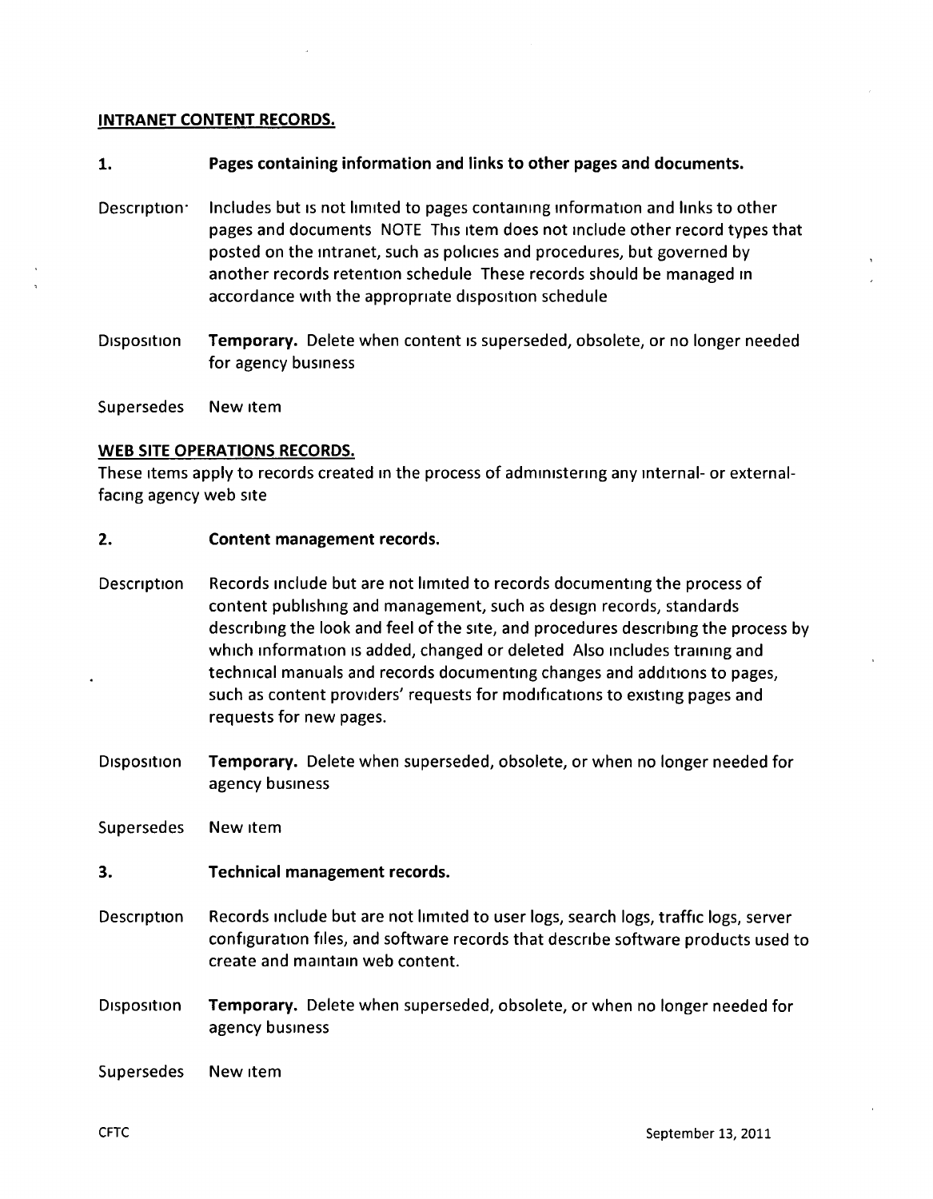**INTRANET CONTENT RECORDS.**

**1. Pages containing information and links to other pages and documents.**

Description: Includes but is not limited to pages containing information and links to other pages and documents NOTE This item does not include other record types that posted on the intranet, such as policies and procedures, but governed by another records retention schedule These records should be managed in accordance with the appropriate disposition schedule

Disposition **Temporary.** Delete when content is superseded, obsolete, or no longer needed for agency business

Supersedes New item

**WEB SITE OPERATIONS RECORDS.**

These items apply to records created in the process of administering any internal- or external-facing agency web site

**2. Content management records.**

Description Records include but are not limited to records documenting the process of content publishing and management, such as design records, standards describing the look and feel of the site, and procedures describing the process by which information is added, changed or deleted Also includes training and technical manuals and records documenting changes and additions to pages, such as content providers' requests for modifications to existing pages and requests for new pages.

Disposition **Temporary.** Delete when superseded, obsolete, or when no longer needed for agency business

Supersedes New item

**3. Technical management records.**

Description Records include but are not limited to user logs, search logs, traffic logs, server configuration files, and software records that describe software products used to create and maintain web content.

Disposition **Temporary.** Delete when superseded, obsolete, or when no longer needed for agency business

Supersedes New item

CFTC September 13, 2011